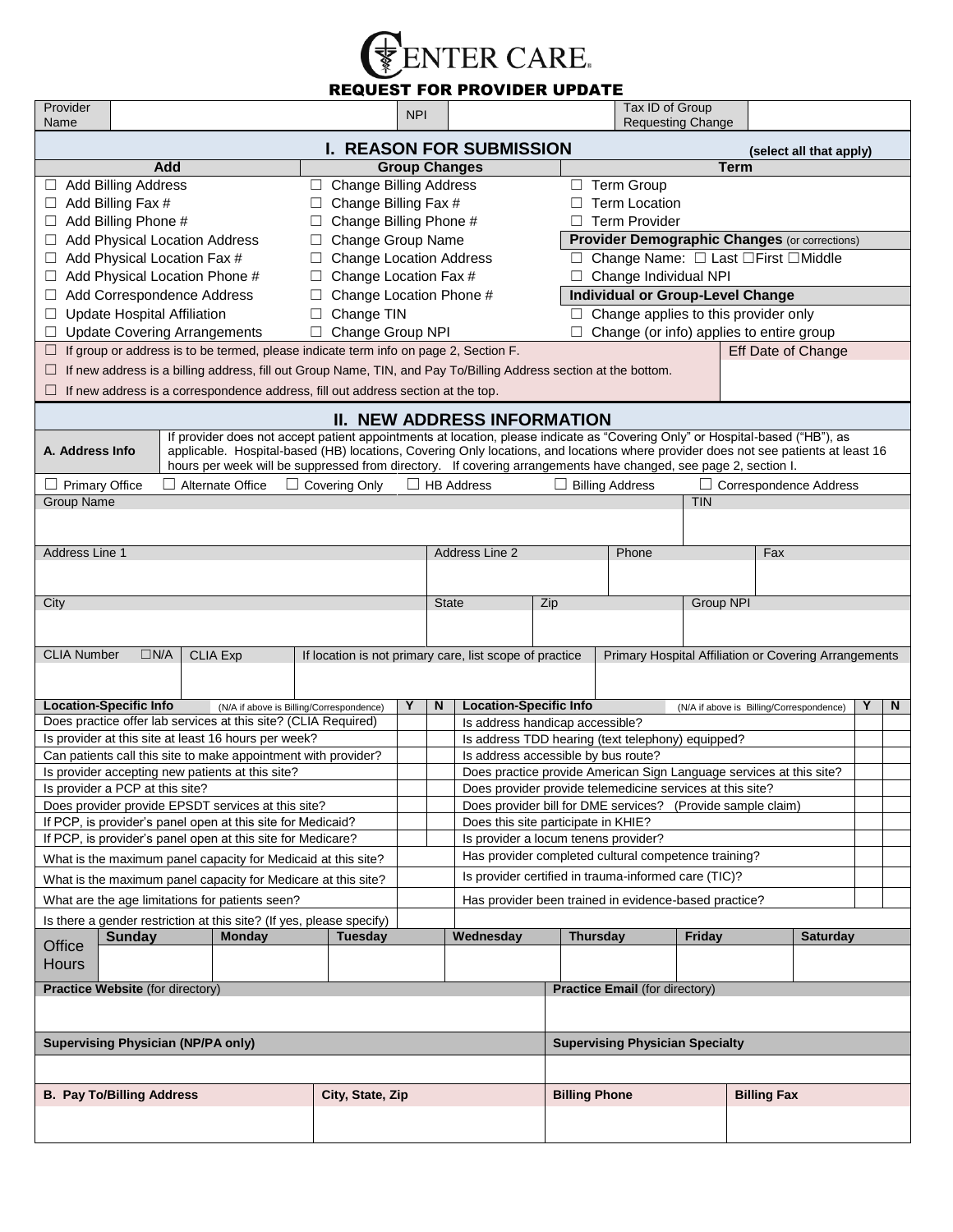# CENTER CARE

## REQUEST FOR PROVIDER UPDATE

| Provider Name | | NPI | | Tax ID of Group Requesting Change | |
|---|---|---|---|---|---|

## I. REASON FOR SUBMISSION (select all that apply)

| Add | Group Changes | Term |
|---|---|---|
| ☐ Add Billing Address | ☐ Change Billing Address | ☐ Term Group |
| ☐ Add Billing Fax # | ☐ Change Billing Fax # | ☐ Term Location |
| ☐ Add Billing Phone # | ☐ Change Billing Phone # | ☐ Term Provider |
| ☐ Add Physical Location Address | ☐ Change Group Name | **Provider Demographic Changes** (or corrections) |
| ☐ Add Physical Location Fax # | ☐ Change Location Address | ☐ Change Name: ☐ Last ☐First ☐Middle |
| ☐ Add Physical Location Phone # | ☐ Change Location Fax # | ☐ Change Individual NPI |
| ☐ Add Correspondence Address | ☐ Change Location Phone # | **Individual or Group-Level Change** |
| ☐ Update Hospital Affiliation | ☐ Change TIN | ☐ Change applies to this provider only |
| ☐ Update Covering Arrangements | ☐ Change Group NPI | ☐ Change (or info) applies to entire group |

☐ If group or address is to be termed, please indicate term info on page 2, Section F.

☐ If new address is a billing address, fill out Group Name, TIN, and Pay To/Billing Address section at the bottom.

☐ If new address is a correspondence address, fill out address section at the top.

Eff Date of Change

## II. NEW ADDRESS INFORMATION

**A. Address Info** — If provider does not accept patient appointments at location, please indicate as "Covering Only" or Hospital-based ("HB"), as applicable. Hospital-based (HB) locations, Covering Only locations, and locations where provider does not see patients at least 16 hours per week will be suppressed from directory. If covering arrangements have changed, see page 2, section I.

☐ Primary Office ☐ Alternate Office ☐ Covering Only ☐ HB Address ☐ Billing Address ☐ Correspondence Address

| Group Name | | | | TIN |
|---|---|---|---|---|
| | | | | |
| Address Line 1 | Address Line 2 | | Phone | Fax |
| | | | | |
| City | State | Zip | | Group NPI |
| | | | | |

| CLIA Number ☐N/A | CLIA Exp | If location is not primary care, list scope of practice | Primary Hospital Affiliation or Covering Arrangements |
|---|---|---|---|
| | | | |

| Location-Specific Info (N/A if above is Billing/Correspondence) | Y | N | Location-Specific Info (N/A if above is Billing/Correspondence) | Y | N |
|---|---|---|---|---|---|
| Does practice offer lab services at this site? (CLIA Required) | | | Is address handicap accessible? | | |
| Is provider at this site at least 16 hours per week? | | | Is address TDD hearing (text telephony) equipped? | | |
| Can patients call this site to make appointment with provider? | | | Is address accessible by bus route? | | |
| Is provider accepting new patients at this site? | | | Does practice provide American Sign Language services at this site? | | |
| Is provider a PCP at this site? | | | Does provider provide telemedicine services at this site? | | |
| Does provider provide EPSDT services at this site? | | | Does provider bill for DME services? (Provide sample claim) | | |
| If PCP, is provider's panel open at this site for Medicaid? | | | Does this site participate in KHIE? | | |
| If PCP, is provider's panel open at this site for Medicare? | | | Is provider a locum tenens provider? | | |
| What is the maximum panel capacity for Medicaid at this site? | | | Has provider completed cultural competence training? | | |
| What is the maximum panel capacity for Medicare at this site? | | | Is provider certified in trauma-informed care (TIC)? | | |
| What are the age limitations for patients seen? | | | Has provider been trained in evidence-based practice? | | |
| Is there a gender restriction at this site? (If yes, please specify) | | | | | |

| Office Hours | Sunday | Monday | Tuesday | Wednesday | Thursday | Friday | Saturday |
|---|---|---|---|---|---|---|---|
| | | | | | | | |

| **Practice Website** (for directory) | **Practice Email** (for directory) |
|---|---|
| | |
| **Supervising Physician (NP/PA only)** | **Supervising Physician Specialty** |
| | |

| **B. Pay To/Billing Address** | **City, State, Zip** | **Billing Phone** | **Billing Fax** |
|---|---|---|---|
| | | | |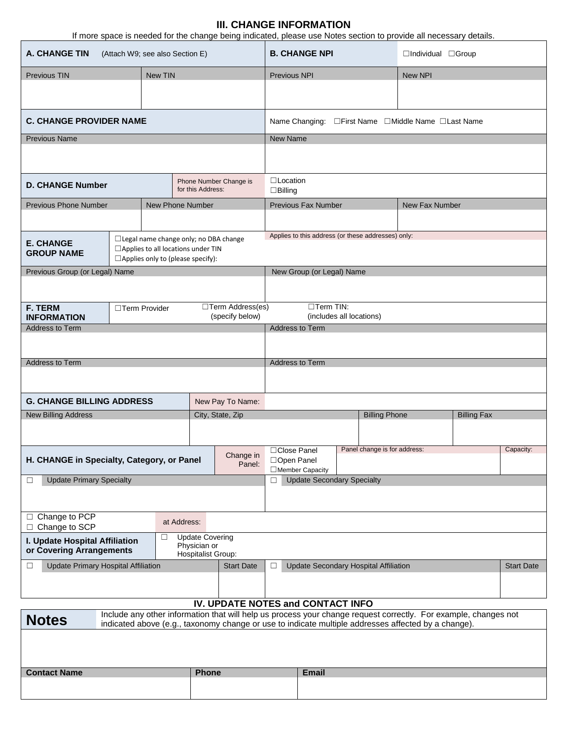## III. CHANGE INFORMATION

If more space is needed for the change being indicated, please use Notes section to provide all necessary details.

| **A. CHANGE TIN** (Attach W9; see also Section E) | | **B. CHANGE NPI** | ☐Individual ☐Group |
|---|---|---|---|
| Previous TIN | New TIN | Previous NPI | New NPI |
| | | | |

| **C. CHANGE PROVIDER NAME** | Name Changing: ☐First Name ☐Middle Name ☐Last Name |
|---|---|
| Previous Name | New Name |
| | |

| **D. CHANGE Number** | Phone Number Change is for this Address: | ☐Location ☐Billing | |
|---|---|---|---|
| Previous Phone Number | New Phone Number | Previous Fax Number | New Fax Number |
| | | | |

| **E. CHANGE GROUP NAME** | ☐Legal name change only; no DBA change ☐Applies to all locations under TIN ☐Applies only to (please specify): | Applies to this address (or these addresses) only: |
|---|---|---|
| Previous Group (or Legal) Name | | New Group (or Legal) Name |
| | | |

| **F. TERM INFORMATION** | ☐Term Provider | ☐Term Address(es) (specify below) | ☐Term TIN: (includes all locations) |
|---|---|---|---|
| Address to Term | | Address to Term | |
| | | | |
| Address to Term | | Address to Term | |
| | | | |

| **G. CHANGE BILLING ADDRESS** | New Pay To Name: | | |
|---|---|---|---|
| New Billing Address | City, State, Zip | Billing Phone | Billing Fax |
| | | | |

| **H. CHANGE in Specialty, Category, or Panel** | Change in Panel: | ☐Close Panel ☐Open Panel ☐Member Capacity | Panel change is for address: | Capacity: |
|---|---|---|---|---|
| ☐ Update Primary Specialty | | ☐ Update Secondary Specialty | | |
| | | | | |
| ☐ Change to PCP ☐ Change to SCP | at Address: | | | |

| **I. Update Hospital Affiliation or Covering Arrangements** | ☐ Update Covering Physician or Hospitalist Group: | | |
|---|---|---|---|
| ☐ Update Primary Hospital Affiliation | Start Date | ☐ Update Secondary Hospital Affiliation | Start Date |
| | | | |

## IV. UPDATE NOTES and CONTACT INFO

| **Notes** | Include any other information that will help us process your change request correctly. For example, changes not indicated above (e.g., taxonomy change or use to indicate multiple addresses affected by a change). |
|---|---|
| | |

| **Contact Name** | **Phone** | **Email** |
|---|---|---|
| | | |